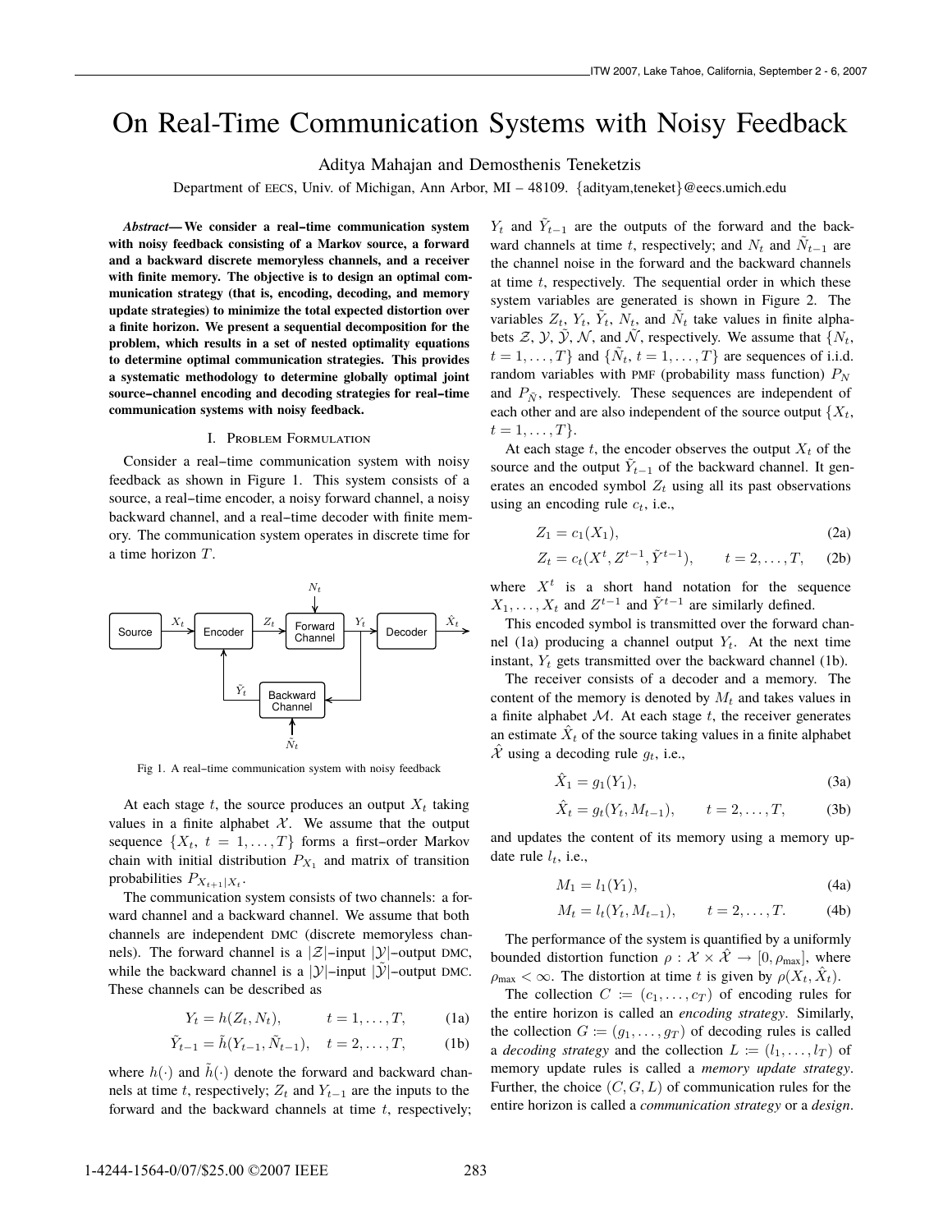# On Real-Time Communication Systems with Noisy Feedback

Aditya Mahajan and Demosthenis Teneketzis

Department of EECS, Univ. of Michigan, Ann Arbor, MI – 48109. {adityam,teneket}@eecs.umich.edu

***Abstract*— We consider a real–time communication system with noisy feedback consisting of a Markov source, a forward and a backward discrete memoryless channels, and a receiver with finite memory. The objective is to design an optimal communication strategy (that is, encoding, decoding, and memory update strategies) to minimize the total expected distortion over a finite horizon. We present a sequential decomposition for the problem, which results in a set of nested optimality equations to determine optimal communication strategies. This provides a systematic methodology to determine globally optimal joint source–channel encoding and decoding strategies for real–time communication systems with noisy feedback.**

## I. Problem Formulation

Consider a real–time communication system with noisy feedback as shown in Figure 1. This system consists of a source, a real–time encoder, a noisy forward channel, a noisy backward channel, and a real–time decoder with finite memory. The communication system operates in discrete time for a time horizon $T$.

Fig 1. A real–time communication system with noisy feedback

At each stage $t$, the source produces an output $X_t$ taking values in a finite alphabet $\mathcal{X}$. We assume that the output sequence $\{X_t,\ t = 1, \dots, T\}$ forms a first–order Markov chain with initial distribution $P_{X_1}$ and matrix of transition probabilities $P_{X_{t+1}|X_t}$.

The communication system consists of two channels: a forward channel and a backward channel. We assume that both channels are independent DMC (discrete memoryless channels). The forward channel is a $|\mathcal{Z}|$–input $|\mathcal{Y}|$–output DMC, while the backward channel is a $|\mathcal{Y}|$–input $|\tilde{\mathcal{Y}}|$–output DMC. These channels can be described as

$$Y_t = h(Z_t, N_t), \qquad t = 1, \dots, T, \tag{1a}$$

$$\tilde{Y}_{t-1} = \tilde{h}(Y_{t-1}, \tilde{N}_{t-1}), \quad t = 2, \dots, T, \tag{1b}$$

where $h(\cdot)$ and $\tilde{h}(\cdot)$ denote the forward and backward channels at time $t$, respectively; $Z_t$ and $Y_{t-1}$ are the inputs to the forward and the backward channels at time $t$, respectively; $Y_t$ and $\tilde{Y}_{t-1}$ are the outputs of the forward and the backward channels at time $t$, respectively; and $N_t$ and $\tilde{N}_{t-1}$ are the channel noise in the forward and the backward channels at time $t$, respectively. The sequential order in which these system variables are generated is shown in Figure 2. The variables $Z_t$, $Y_t$, $\tilde{Y}_t$, $N_t$, and $\tilde{N}_t$ take values in finite alphabets $\mathcal{Z}$, $\mathcal{Y}$, $\tilde{\mathcal{Y}}$, $\mathcal{N}$, and $\tilde{\mathcal{N}}$, respectively. We assume that $\{N_t,\ t = 1, \dots, T\}$ and $\{\tilde{N}_t,\ t = 1, \dots, T\}$ are sequences of i.i.d. random variables with PMF (probability mass function) $P_N$ and $P_{\tilde{N}}$, respectively. These sequences are independent of each other and are also independent of the source output $\{X_t,\ t = 1, \dots, T\}$.

At each stage $t$, the encoder observes the output $X_t$ of the source and the output $\tilde{Y}_{t-1}$ of the backward channel. It generates an encoded symbol $Z_t$ using all its past observations using an encoding rule $c_t$, i.e.,

$$Z_1 = c_1(X_1), \tag{2a}$$

$$Z_t = c_t(X^t, Z^{t-1}, \tilde{Y}^{t-1}), \qquad t = 2, \dots, T, \tag{2b}$$

where $X^t$ is a short hand notation for the sequence $X_1, \dots, X_t$ and $Z^{t-1}$ and $\tilde{Y}^{t-1}$ are similarly defined.

This encoded symbol is transmitted over the forward channel (1a) producing a channel output $Y_t$. At the next time instant, $Y_t$ gets transmitted over the backward channel (1b).

The receiver consists of a decoder and a memory. The content of the memory is denoted by $M_t$ and takes values in a finite alphabet $\mathcal{M}$. At each stage $t$, the receiver generates an estimate $\hat{X}_t$ of the source taking values in a finite alphabet $\hat{\mathcal{X}}$ using a decoding rule $g_t$, i.e.,

$$\hat{X}_1 = g_1(Y_1), \tag{3a}$$

$$\hat{X}_t = g_t(Y_t, M_{t-1}), \qquad t = 2, \dots, T, \tag{3b}$$

and updates the content of its memory using a memory update rule $l_t$, i.e.,

$$M_1 = l_1(Y_1), \tag{4a}$$

$$M_t = l_t(Y_t, M_{t-1}), \qquad t = 2, \dots, T. \tag{4b}$$

The performance of the system is quantified by a uniformly bounded distortion function $\rho : \mathcal{X} \times \hat{\mathcal{X}} \to [0, \rho_{\max}]$, where $\rho_{\max} < \infty$. The distortion at time $t$ is given by $\rho(X_t, \hat{X}_t)$.

The collection $C := (c_1, \dots, c_T)$ of encoding rules for the entire horizon is called an *encoding strategy*. Similarly, the collection $G := (g_1, \dots, g_T)$ of decoding rules is called a *decoding strategy* and the collection $L := (l_1, \dots, l_T)$ of memory update rules is called a *memory update strategy*. Further, the choice $(C, G, L)$ of communication rules for the entire horizon is called a *communication strategy* or a *design*.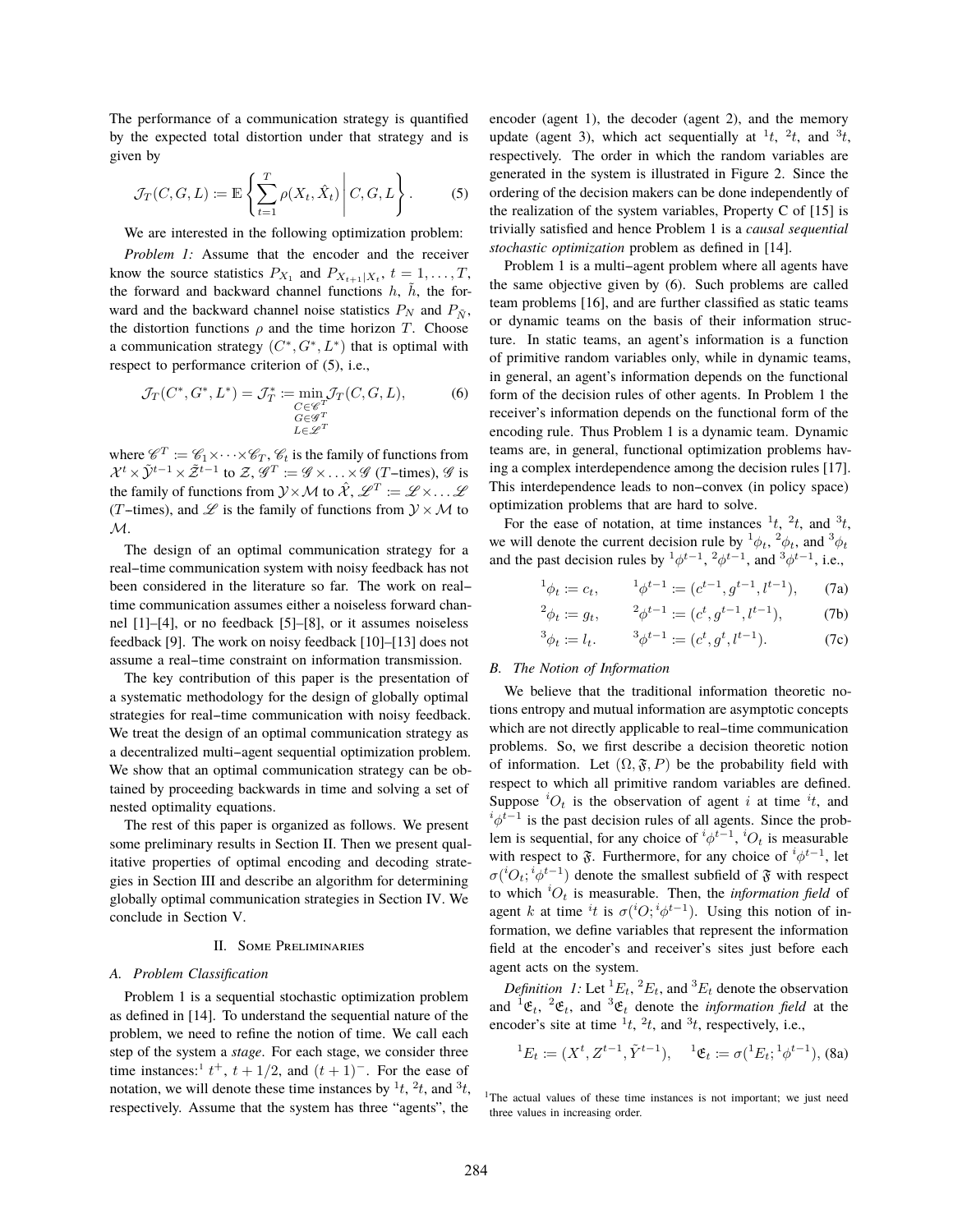The performance of a communication strategy is quantified by the expected total distortion under that strategy and is given by

$$\mathcal{J}_T(C,G,L) := \mathbb{E}\left\{ \sum_{t=1}^{T} \rho(X_t, \hat{X}_t) \,\middle|\, C,G,L \right\}. \tag{5}$$

We are interested in the following optimization problem:

*Problem 1:* Assume that the encoder and the receiver know the source statistics $P_{X_1}$ and $P_{X_{t+1}|X_t}$, $t = 1, \dots, T$, the forward and backward channel functions $h$, $\tilde{h}$, the forward and the backward channel noise statistics $P_N$ and $P_{\tilde{N}}$, the distortion functions $\rho$ and the time horizon $T$. Choose a communication strategy $(C^*, G^*, L^*)$ that is optimal with respect to performance criterion of (5), i.e.,

$$\mathcal{J}_T(C^*, G^*, L^*) = \mathcal{J}_T^* := \min_{\substack{C \in \mathscr{C}^T \\ G \in \mathscr{G}^T \\ L \in \mathscr{L}^T}} \mathcal{J}_T(C,G,L), \tag{6}$$

where $\mathscr{C}^T := \mathscr{C}_1 \times \cdots \times \mathscr{C}_T$, $\mathscr{C}_t$ is the family of functions from $\mathcal{X}^t \times \tilde{\mathcal{Y}}^{t-1} \times \tilde{\mathcal{Z}}^{t-1}$ to $\mathcal{Z}$, $\mathscr{G}^T := \mathscr{G} \times \ldots \times \mathscr{G}$ ($T$–times), $\mathscr{G}$ is the family of functions from $\mathcal{Y} \times \mathcal{M}$ to $\hat{\mathcal{X}}$, $\mathscr{L}^T := \mathscr{L} \times \ldots \mathscr{L}$ ($T$–times), and $\mathscr{L}$ is the family of functions from $\mathcal{Y} \times \mathcal{M}$ to $\mathcal{M}$.

The design of an optimal communication strategy for a real–time communication system with noisy feedback has not been considered in the literature so far. The work on real–time communication assumes either a noiseless forward channel [1]–[4], or no feedback [5]–[8], or it assumes noiseless feedback [9]. The work on noisy feedback [10]–[13] does not assume a real–time constraint on information transmission.

The key contribution of this paper is the presentation of a systematic methodology for the design of globally optimal strategies for real–time communication with noisy feedback. We treat the design of an optimal communication strategy as a decentralized multi–agent sequential optimization problem. We show that an optimal communication strategy can be obtained by proceeding backwards in time and solving a set of nested optimality equations.

The rest of this paper is organized as follows. We present some preliminary results in Section II. Then we present qualitative properties of optimal encoding and decoding strategies in Section III and describe an algorithm for determining globally optimal communication strategies in Section IV. We conclude in Section V.

## II. Some Preliminaries

### A. Problem Classification

Problem 1 is a sequential stochastic optimization problem as defined in [14]. To understand the sequential nature of the problem, we need to refine the notion of time. We call each step of the system a *stage*. For each stage, we consider three time instances:[1] $t^+$, $t + 1/2$, and $(t+1)^-$. For the ease of notation, we will denote these time instances by ${}^1t$, ${}^2t$, and ${}^3t$, respectively. Assume that the system has three "agents", the encoder (agent 1), the decoder (agent 2), and the memory update (agent 3), which act sequentially at ${}^1t$, ${}^2t$, and ${}^3t$, respectively. The order in which the random variables are generated in the system is illustrated in Figure 2. Since the ordering of the decision makers can be done independently of the realization of the system variables, Property C of [15] is trivially satisfied and hence Problem 1 is a *causal sequential stochastic optimization* problem as defined in [14].

Problem 1 is a multi–agent problem where all agents have the same objective given by (6). Such problems are called team problems [16], and are further classified as static teams or dynamic teams on the basis of their information structure. In static teams, an agent's information is a function of primitive random variables only, while in dynamic teams, in general, an agent's information depends on the functional form of the decision rules of other agents. In Problem 1 the receiver's information depends on the functional form of the encoding rule. Thus Problem 1 is a dynamic team. Dynamic teams are, in general, functional optimization problems having a complex interdependence among the decision rules [17]. This interdependence leads to non–convex (in policy space) optimization problems that are hard to solve.

For the ease of notation, at time instances ${}^1t$, ${}^2t$, and ${}^3t$, we will denote the current decision rule by ${}^1\phi_t$, ${}^2\phi_t$, and ${}^3\phi_t$ and the past decision rules by ${}^1\phi^{t-1}$, ${}^2\phi^{t-1}$, and ${}^3\phi^{t-1}$, i.e.,

$${}^1\phi_t := c_t, \qquad {}^1\phi^{t-1} := (c^{t-1}, g^{t-1}, l^{t-1}), \tag{7a}$$

$${}^2\phi_t := g_t, \qquad {}^2\phi^{t-1} := (c^{t}, g^{t-1}, l^{t-1}), \tag{7b}$$

$${}^3\phi_t := l_t. \qquad {}^3\phi^{t-1} := (c^{t}, g^{t}, l^{t-1}). \tag{7c}$$

### B. The Notion of Information

We believe that the traditional information theoretic notions entropy and mutual information are asymptotic concepts which are not directly applicable to real–time communication problems. So, we first describe a decision theoretic notion of information. Let $(\Omega, \mathfrak{F}, P)$ be the probability field with respect to which all primitive random variables are defined. Suppose ${}^iO_t$ is the observation of agent $i$ at time ${}^it$, and ${}^i\phi^{t-1}$ is the past decision rules of all agents. Since the problem is sequential, for any choice of ${}^i\phi^{t-1}$, ${}^iO_t$ is measurable with respect to $\mathfrak{F}$. Furthermore, for any choice of ${}^i\phi^{t-1}$, let $\sigma({}^iO_t; {}^i\phi^{t-1})$ denote the smallest subfield of $\mathfrak{F}$ with respect to which ${}^iO_t$ is measurable. Then, the *information field* of agent $k$ at time ${}^it$ is $\sigma({}^iO; {}^i\phi^{t-1})$. Using this notion of information, we define variables that represent the information field at the encoder's and receiver's sites just before each agent acts on the system.

*Definition 1:* Let ${}^1E_t$, ${}^2E_t$, and ${}^3E_t$ denote the observation and ${}^1\mathfrak{E}_t$, ${}^2\mathfrak{E}_t$, and ${}^3\mathfrak{E}_t$ denote the *information field* at the encoder's site at time ${}^1t$, ${}^2t$, and ${}^3t$, respectively, i.e.,

$${}^1E_t := (X^t, Z^{t-1}, \tilde{Y}^{t-1}), \quad {}^1\mathfrak{E}_t := \sigma({}^1E_t; {}^1\phi^{t-1}), \tag{8a}$$

[1] The actual values of these time instances is not important; we just need three values in increasing order.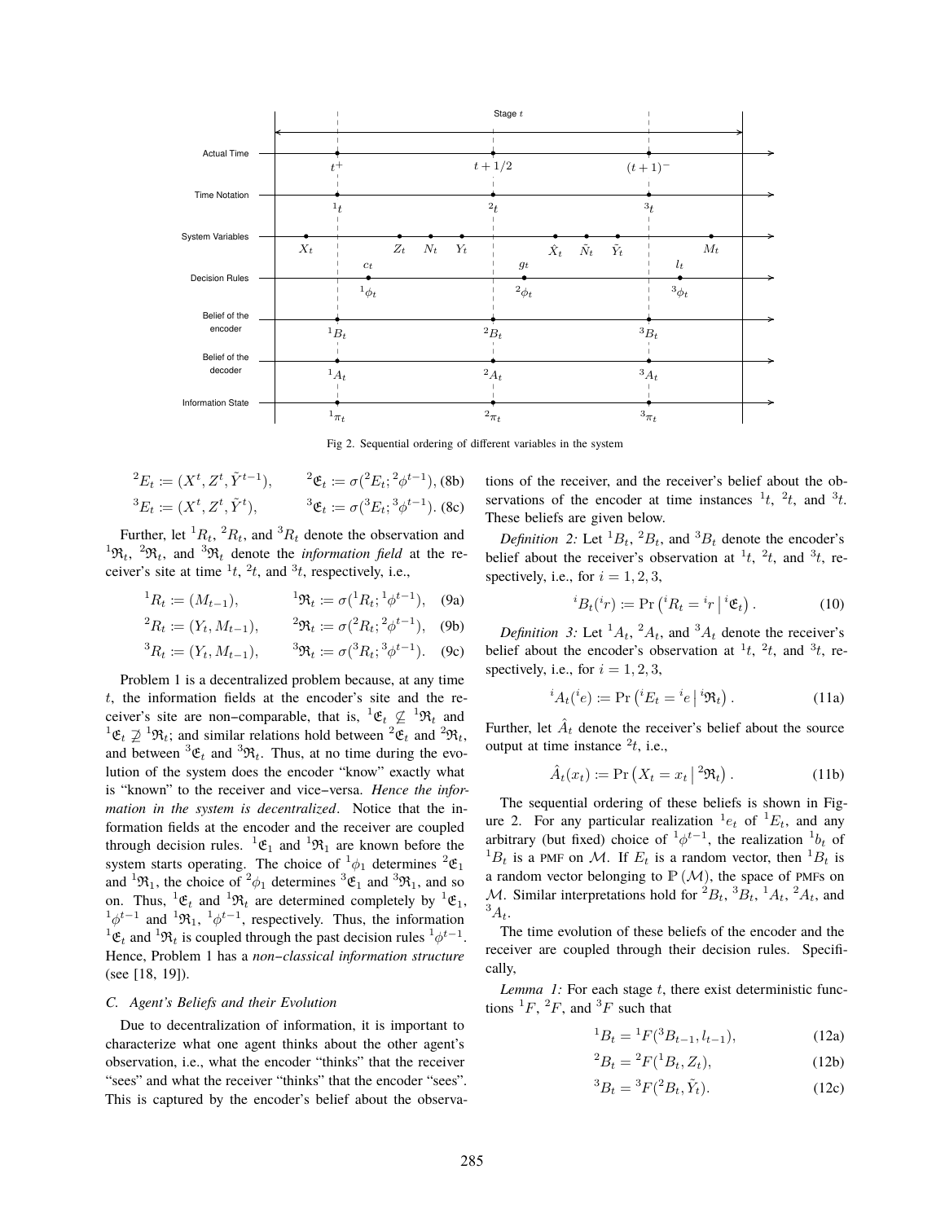Fig 2. Sequential ordering of different variables in the system

$$ {}^2E_t := (X^t, Z^t, \tilde{Y}^{t-1}), \qquad {}^2\mathfrak{E}_t := \sigma({}^2E_t; {}^2\phi^{t-1}), \text{(8b)} $$

$$ {}^3E_t := (X^t, Z^t, \tilde{Y}^{t}), \qquad {}^3\mathfrak{E}_t := \sigma({}^3E_t; {}^3\phi^{t-1}). \text{(8c)} $$

Further, let ${}^1R_t$, ${}^2R_t$, and ${}^3R_t$ denote the observation and ${}^1\mathfrak{R}_t$, ${}^2\mathfrak{R}_t$, and ${}^3\mathfrak{R}_t$ denote the *information field* at the receiver's site at time ${}^1t$, ${}^2t$, and ${}^3t$, respectively, i.e.,

$$ {}^1R_t := (M_{t-1}), \qquad {}^1\mathfrak{R}_t := \sigma({}^1R_t; {}^1\phi^{t-1}), \quad \text{(9a)} $$

$$ {}^2R_t := (Y_t, M_{t-1}), \qquad {}^2\mathfrak{R}_t := \sigma({}^2R_t; {}^2\phi^{t-1}), \quad \text{(9b)} $$

$$ {}^3R_t := (Y_t, M_{t-1}), \qquad {}^3\mathfrak{R}_t := \sigma({}^3R_t; {}^3\phi^{t-1}). \quad \text{(9c)} $$

Problem 1 is a decentralized problem because, at any time $t$, the information fields at the encoder's site and the receiver's site are non–comparable, that is, ${}^1\mathfrak{E}_t \not\subseteq {}^1\mathfrak{R}_t$ and ${}^1\mathfrak{E}_t \not\supseteq {}^1\mathfrak{R}_t$; and similar relations hold between ${}^2\mathfrak{E}_t$ and ${}^2\mathfrak{R}_t$, and between ${}^3\mathfrak{E}_t$ and ${}^3\mathfrak{R}_t$. Thus, at no time during the evolution of the system does the encoder "know" exactly what is "known" to the receiver and vice–versa. *Hence the information in the system is decentralized*. Notice that the information fields at the encoder and the receiver are coupled through decision rules. ${}^1\mathfrak{E}_1$ and ${}^1\mathfrak{R}_1$ are known before the system starts operating. The choice of ${}^1\phi_1$ determines ${}^2\mathfrak{E}_1$ and ${}^1\mathfrak{R}_1$, the choice of ${}^2\phi_1$ determines ${}^3\mathfrak{E}_1$ and ${}^3\mathfrak{R}_1$, and so on. Thus, ${}^1\mathfrak{E}_t$ and ${}^1\mathfrak{R}_t$ are determined completely by ${}^1\mathfrak{E}_1$, ${}^1\phi^{t-1}$ and ${}^1\mathfrak{R}_1$, ${}^1\phi^{t-1}$, respectively. Thus, the information ${}^1\mathfrak{E}_t$ and ${}^1\mathfrak{R}_t$ is coupled through the past decision rules ${}^1\phi^{t-1}$. Hence, Problem 1 has a *non–classical information structure* (see [18, 19]).

### C. Agent's Beliefs and their Evolution

Due to decentralization of information, it is important to characterize what one agent thinks about the other agent's observation, i.e., what the encoder "thinks" that the receiver "sees" and what the receiver "thinks" that the encoder "sees". This is captured by the encoder's belief about the observations of the receiver, and the receiver's belief about the observations of the encoder at time instances ${}^1t$, ${}^2t$, and ${}^3t$. These beliefs are given below.

*Definition 2:* Let ${}^1B_t$, ${}^2B_t$, and ${}^3B_t$ denote the encoder's belief about the receiver's observation at ${}^1t$, ${}^2t$, and ${}^3t$, respectively, i.e., for $i = 1, 2, 3$,

$$ {}^iB_t({}^ir) := \Pr\left({}^iR_t = {}^ir \,\middle|\, {}^i\mathfrak{E}_t\right). \quad (10) $$

*Definition 3:* Let ${}^1A_t$, ${}^2A_t$, and ${}^3A_t$ denote the receiver's belief about the encoder's observation at ${}^1t$, ${}^2t$, and ${}^3t$, respectively, i.e., for $i = 1, 2, 3$,

$$ {}^iA_t({}^ie) := \Pr\left({}^iE_t = {}^ie \,\middle|\, {}^i\mathfrak{R}_t\right). \quad (11a) $$

Further, let $\hat{A}_t$ denote the receiver's belief about the source output at time instance ${}^2t$, i.e.,

$$ \hat{A}_t(x_t) := \Pr\left(X_t = x_t \,\middle|\, {}^2\mathfrak{R}_t\right). \quad (11b) $$

The sequential ordering of these beliefs is shown in Figure 2. For any particular realization ${}^1e_t$ of ${}^1E_t$, and any arbitrary (but fixed) choice of ${}^1\phi^{t-1}$, the realization ${}^1b_t$ of ${}^1B_t$ is a PMF on $\mathcal{M}$. If $E_t$ is a random vector, then ${}^1B_t$ is a random vector belonging to $\mathbb{P}(\mathcal{M})$, the space of PMFs on $\mathcal{M}$. Similar interpretations hold for ${}^2B_t$, ${}^3B_t$, ${}^1A_t$, ${}^2A_t$, and ${}^3A_t$.

The time evolution of these beliefs of the encoder and the receiver are coupled through their decision rules. Specifically,

*Lemma 1:* For each stage $t$, there exist deterministic functions ${}^1F$, ${}^2F$, and ${}^3F$ such that

$$ {}^1B_t = {}^1F({}^3B_{t-1}, l_{t-1}), \quad (12a) $$

$$ {}^2B_t = {}^2F({}^1B_t, Z_t), \quad (12b) $$

$$ {}^3B_t = {}^3F({}^2B_t, \tilde{Y}_t). \quad (12c) $$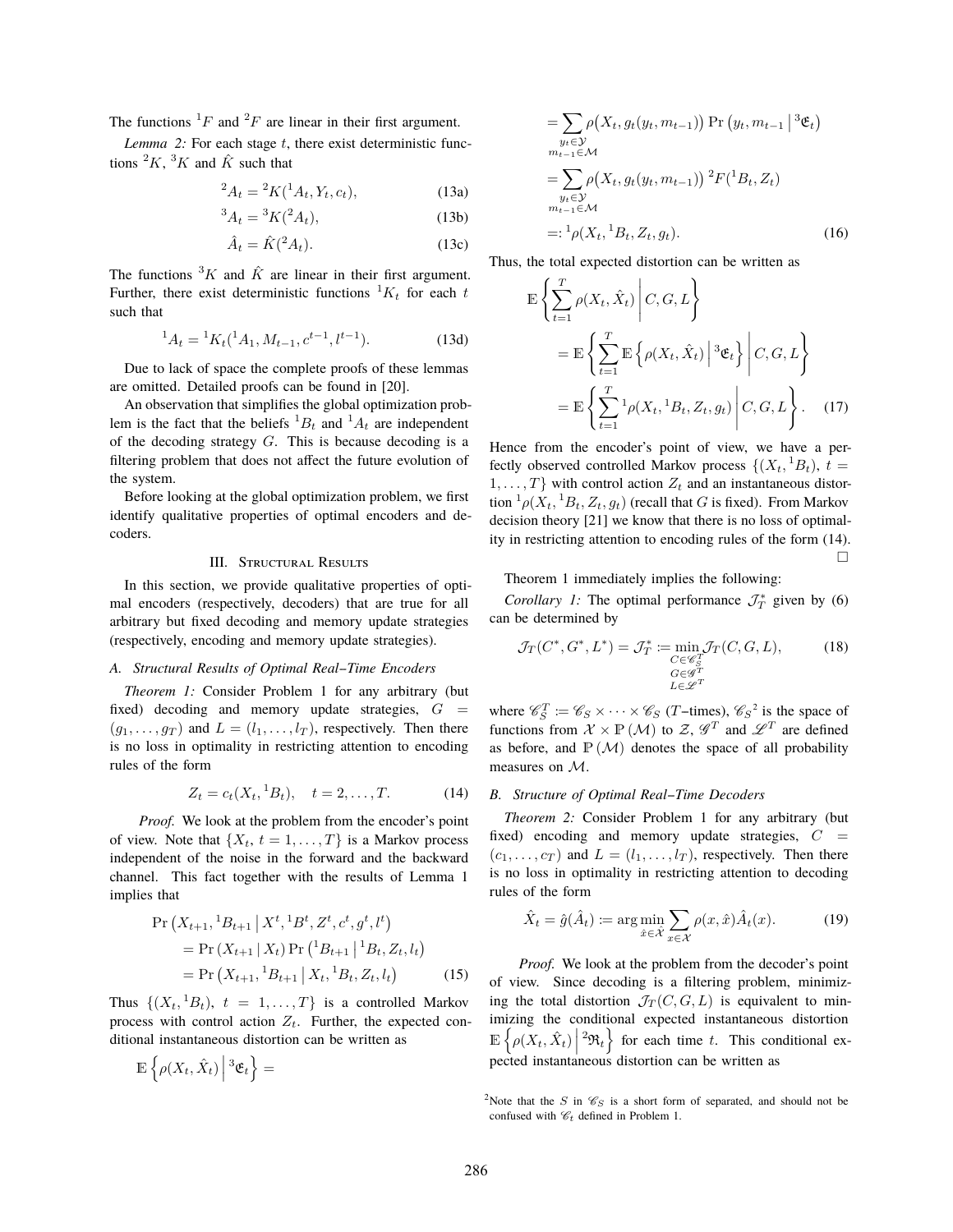The functions ${}^1F$ and ${}^2F$ are linear in their first argument.

*Lemma 2:* For each stage $t$, there exist deterministic functions ${}^2K$, ${}^3K$ and $\hat{K}$ such that

$$
{}^2A_t = {}^2K({}^1A_t, Y_t, c_t), \tag{13a}
$$

$$
{}^3A_t = {}^3K({}^2A_t), \tag{13b}
$$

$$
\hat{A}_t = \hat{K}({}^2A_t). \tag{13c}
$$

The functions ${}^3K$ and $\hat{K}$ are linear in their first argument. Further, there exist deterministic functions ${}^1K_t$ for each $t$ such that

$$
{}^1A_t = {}^1K_t({}^1A_1, M_{t-1}, c^{t-1}, l^{t-1}). \tag{13d}
$$

Due to lack of space the complete proofs of these lemmas are omitted. Detailed proofs can be found in [20].

An observation that simplifies the global optimization problem is the fact that the beliefs ${}^1B_t$ and ${}^1A_t$ are independent of the decoding strategy $G$. This is because decoding is a filtering problem that does not affect the future evolution of the system.

Before looking at the global optimization problem, we first identify qualitative properties of optimal encoders and decoders.

## III. Structural Results

In this section, we provide qualitative properties of optimal encoders (respectively, decoders) that are true for all arbitrary but fixed decoding and memory update strategies (respectively, encoding and memory update strategies).

### A. Structural Results of Optimal Real–Time Encoders

*Theorem 1:* Consider Problem 1 for any arbitrary (but fixed) decoding and memory update strategies, $G = (g_1, \dots, g_T)$ and $L = (l_1, \dots, l_T)$, respectively. Then there is no loss in optimality in restricting attention to encoding rules of the form

$$
Z_t = c_t(X_t, {}^1B_t), \quad t = 2, \dots, T. \tag{14}
$$

*Proof.* We look at the problem from the encoder's point of view. Note that $\{X_t,\ t = 1, \dots, T\}$ is a Markov process independent of the noise in the forward and the backward channel. This fact together with the results of Lemma 1 implies that

$$
\begin{aligned}
\Pr&\left(X_{t+1}, {}^1B_{t+1} \,\middle|\, X^t, {}^1B^t, Z^t, c^t, g^t, l^t\right) \\
&= \Pr\left(X_{t+1} \,\middle|\, X_t\right) \Pr\left({}^1B_{t+1} \,\middle|\, {}^1B_t, Z_t, l_t\right) \\
&= \Pr\left(X_{t+1}, {}^1B_{t+1} \,\middle|\, X_t, {}^1B_t, Z_t, l_t\right)
\end{aligned} \tag{15}
$$

Thus $\{(X_t, {}^1B_t),\ t = 1, \dots, T\}$ is a controlled Markov process with control action $Z_t$. Further, the expected conditional instantaneous distortion can be written as

$$
\begin{aligned}
\mathbb{E}&\left\{\rho(X_t, \hat{X}_t) \,\middle|\, {}^3\mathfrak{E}_t\right\} = \\
&= \sum_{\substack{y_t \in \mathcal{Y} \\ m_{t-1} \in \mathcal{M}}} \rho\big(X_t, g_t(y_t, m_{t-1})\big) \Pr\left(y_t, m_{t-1} \,\middle|\, {}^3\mathfrak{E}_t\right) \\
&= \sum_{\substack{y_t \in \mathcal{Y} \\ m_{t-1} \in \mathcal{M}}} \rho\big(X_t, g_t(y_t, m_{t-1})\big)\, {}^2F({}^1B_t, Z_t) \\
&=: {}^1\rho(X_t, {}^1B_t, Z_t, g_t).
\end{aligned} \tag{16}
$$

Thus, the total expected distortion can be written as

$$
\begin{aligned}
\mathbb{E}&\left\{\sum_{t=1}^{T} \rho(X_t, \hat{X}_t) \,\middle|\, C, G, L\right\} \\
&= \mathbb{E}\left\{\sum_{t=1}^{T} \mathbb{E}\left\{\rho(X_t, \hat{X}_t) \,\middle|\, {}^3\mathfrak{E}_t\right\} \,\middle|\, C, G, L\right\} \\
&= \mathbb{E}\left\{\sum_{t=1}^{T} {}^1\rho(X_t, {}^1B_t, Z_t, g_t) \,\middle|\, C, G, L\right\}.
\end{aligned} \tag{17}
$$

Hence from the encoder's point of view, we have a perfectly observed controlled Markov process $\{(X_t, {}^1B_t),\ t = 1, \dots, T\}$ with control action $Z_t$ and an instantaneous distortion ${}^1\rho(X_t, {}^1B_t, Z_t, g_t)$ (recall that $G$ is fixed). From Markov decision theory [21] we know that there is no loss of optimality in restricting attention to encoding rules of the form (14). □

Theorem 1 immediately implies the following:

*Corollary 1:* The optimal performance $\mathcal{J}_T^*$ given by (6) can be determined by

$$
\mathcal{J}_T(C^*, G^*, L^*) = \mathcal{J}_T^* := \min_{\substack{C \in \mathscr{C}_S^T \\ G \in \mathscr{G}^T \\ L \in \mathscr{L}^T}} \mathcal{J}_T(C, G, L), \tag{18}
$$

where $\mathscr{C}_S^T := \mathscr{C}_S \times \cdots \times \mathscr{C}_S$ ($T$–times), $\mathscr{C}_S$ [2] is the space of functions from $\mathcal{X} \times \mathbb{P}(\mathcal{M})$ to $\mathcal{Z}$, $\mathscr{G}^T$ and $\mathscr{L}^T$ are defined as before, and $\mathbb{P}(\mathcal{M})$ denotes the space of all probability measures on $\mathcal{M}$.

### B. Structure of Optimal Real–Time Decoders

*Theorem 2:* Consider Problem 1 for any arbitrary (but fixed) encoding and memory update strategies, $C = (c_1, \dots, c_T)$ and $L = (l_1, \dots, l_T)$, respectively. Then there is no loss in optimality in restricting attention to decoding rules of the form

$$
\hat{X}_t = \hat{g}(\hat{A}_t) := \arg\min_{\hat{x} \in \hat{\mathcal{X}}} \sum_{x \in \mathcal{X}} \rho(x, \hat{x}) \hat{A}_t(x). \tag{19}
$$

*Proof.* We look at the problem from the decoder's point of view. Since decoding is a filtering problem, minimizing the total distortion $\mathcal{J}_T(C, G, L)$ is equivalent to minimizing the conditional expected instantaneous distortion $\mathbb{E}\left\{\rho(X_t, \hat{X}_t) \,\middle|\, {}^2\mathfrak{R}_t\right\}$ for each time $t$. This conditional expected instantaneous distortion can be written as

[2] Note that the $S$ in $\mathscr{C}_S$ is a short form of separated, and should not be confused with $\mathscr{C}_t$ defined in Problem 1.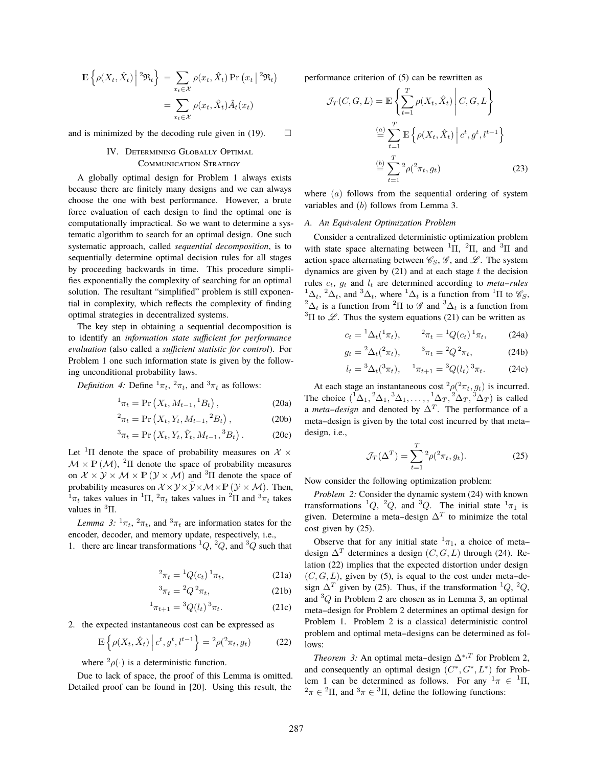$$
\mathbb{E}\left\{\rho(X_t, \hat{X}_t) \,\middle|\, {}^2\mathfrak{R}_t\right\} = \sum_{x_t \in \mathcal{X}} \rho(x_t, \hat{X}_t) \Pr\left(x_t \,\middle|\, {}^2\mathfrak{R}_t\right) = \sum_{x_t \in \mathcal{X}} \rho(x_t, \hat{X}_t) \hat{A}_t(x_t)
$$

and is minimized by the decoding rule given in (19). □

## IV. Determining Globally Optimal Communication Strategy

A globally optimal design for Problem 1 always exists because there are finitely many designs and we can always choose the one with best performance. However, a brute force evaluation of each design to find the optimal one is computationally impractical. So we want to determine a systematic algorithm to search for an optimal design. One such systematic approach, called *sequential decomposition*, is to sequentially determine optimal decision rules for all stages by proceeding backwards in time. This procedure simplifies exponentially the complexity of searching for an optimal solution. The resultant "simplified" problem is still exponential in complexity, which reflects the complexity of finding optimal strategies in decentralized systems.

The key step in obtaining a sequential decomposition is to identify an *information state sufficient for performance evaluation* (also called a *sufficient statistic for control*). For Problem 1 one such information state is given by the following unconditional probability laws.

*Definition 4:* Define ${}^1\pi_t$, ${}^2\pi_t$, and ${}^3\pi_t$ as follows:

$$
{}^1\pi_t = \Pr\left(X_t, M_{t-1}, {}^1B_t\right), \tag{20a}
$$

$$
{}^2\pi_t = \Pr\left(X_t, Y_t, M_{t-1}, {}^2B_t\right), \tag{20b}
$$

$$
{}^3\pi_t = \Pr\left(X_t, Y_t, \tilde{Y}_t, M_{t-1}, {}^3B_t\right). \tag{20c}
$$

Let ${}^1\Pi$ denote the space of probability measures on $\mathcal{X} \times \mathcal{M} \times \mathbb{P}(\mathcal{M})$, ${}^2\Pi$ denote the space of probability measures on $\mathcal{X} \times \mathcal{Y} \times \mathcal{M} \times \mathbb{P}(\mathcal{Y} \times \mathcal{M})$ and ${}^3\Pi$ denote the space of probability measures on $\mathcal{X} \times \mathcal{Y} \times \tilde{\mathcal{Y}} \times \mathcal{M} \times \mathbb{P}(\mathcal{Y} \times \mathcal{M})$. Then, ${}^1\pi_t$ takes values in ${}^1\Pi$, ${}^2\pi_t$ takes values in ${}^2\Pi$ and ${}^3\pi_t$ takes values in ${}^3\Pi$.

*Lemma 3:* ${}^1\pi_t$, ${}^2\pi_t$, and ${}^3\pi_t$ are information states for the encoder, decoder, and memory update, respectively, i.e.,

1. there are linear transformations ${}^1Q$, ${}^2Q$, and ${}^3Q$ such that

$$
{}^2\pi_t = {}^1Q(c_t)\,{}^1\pi_t, \tag{21a}
$$

$$
{}^3\pi_t = {}^2Q\,{}^2\pi_t, \tag{21b}
$$

$$
{}^1\pi_{t+1} = {}^3Q(l_t)\,{}^3\pi_t. \tag{21c}
$$

2. the expected instantaneous cost can be expressed as

$$
\mathbb{E}\left\{\rho(X_t, \hat{X}_t) \,\middle|\, c^t, g^t, l^{t-1}\right\} = {}^2\rho({}^2\pi_t, g_t) \tag{22}
$$

where ${}^2\rho(\cdot)$ is a deterministic function.

Due to lack of space, the proof of this Lemma is omitted. Detailed proof can be found in [20]. Using this result, the performance criterion of (5) can be rewritten as

$$
\mathcal{J}_T(C, G, L) = \mathbb{E}\left\{\sum_{t=1}^{T} \rho(X_t, \hat{X}_t) \,\middle|\, C, G, L\right\}
$$

$$
\overset{(a)}{=} \sum_{t=1}^{T} \mathbb{E}\left\{\rho(X_t, \hat{X}_t) \,\middle|\, c^t, g^t, l^{t-1}\right\}
$$

$$
\overset{(b)}{=} \sum_{t=1}^{T} {}^2\rho({}^2\pi_t, g_t) \tag{23}
$$

where $(a)$ follows from the sequential ordering of system variables and $(b)$ follows from Lemma 3.

### A. An Equivalent Optimization Problem

Consider a centralized deterministic optimization problem with state space alternating between ${}^1\Pi$, ${}^2\Pi$, and ${}^3\Pi$ and action space alternating between $\mathscr{C}_S$, $\mathscr{G}$, and $\mathscr{L}$. The system dynamics are given by (21) and at each stage $t$ the decision rules $c_t$, $g_t$ and $l_t$ are determined according to *meta–rules* ${}^1\Delta_t$, ${}^2\Delta_t$, and ${}^3\Delta_t$, where ${}^1\Delta_t$ is a function from ${}^1\Pi$ to $\mathscr{C}_S$, ${}^2\Delta_t$ is a function from ${}^2\Pi$ to $\mathscr{G}$ and ${}^3\Delta_t$ is a function from ${}^3\Pi$ to $\mathscr{L}$. Thus the system equations (21) can be written as

$$
c_t = {}^1\Delta_t({}^1\pi_t), \qquad {}^2\pi_t = {}^1Q(c_t)\,{}^1\pi_t, \tag{24a}
$$

$$
g_t = {}^2\Delta_t({}^2\pi_t), \qquad {}^3\pi_t = {}^2Q\,{}^2\pi_t, \tag{24b}
$$

$$
l_t = {}^3\Delta_t({}^3\pi_t), \quad {}^1\pi_{t+1} = {}^3Q(l_t)\,{}^3\pi_t. \tag{24c}
$$

At each stage an instantaneous cost ${}^2\rho({}^2\pi_t, g_t)$ is incurred. The choice $({}^1\Delta_1, {}^2\Delta_1, {}^3\Delta_1, \dots, , {}^1\Delta_T, {}^2\Delta_T, {}^3\Delta_T)$ is called a *meta–design* and denoted by $\Delta^T$. The performance of a meta–design is given by the total cost incurred by that meta–design, i.e.,

$$
\mathcal{J}_T(\Delta^T) = \sum_{t=1}^{T} {}^2\rho({}^2\pi_t, g_t). \tag{25}
$$

Now consider the following optimization problem:

*Problem 2:* Consider the dynamic system (24) with known transformations ${}^1Q$, ${}^2Q$, and ${}^3Q$. The initial state ${}^1\pi_1$ is given. Determine a meta–design $\Delta^T$ to minimize the total cost given by (25).

Observe that for any initial state ${}^1\pi_1$, a choice of meta–design $\Delta^T$ determines a design $(C, G, L)$ through (24). Relation (22) implies that the expected distortion under design $(C, G, L)$, given by (5), is equal to the cost under meta–design $\Delta^T$ given by (25). Thus, if the transformation ${}^1Q$, ${}^2Q$, and ${}^3Q$ in Problem 2 are chosen as in Lemma 3, an optimal meta–design for Problem 2 determines an optimal design for Problem 1. Problem 2 is a classical deterministic control problem and optimal meta–designs can be determined as follows:

*Theorem 3:* An optimal meta–design $\Delta^{*,T}$ for Problem 2, and consequently an optimal design $(C^*, G^*, L^*)$ for Problem 1 can be determined as follows. For any ${}^1\pi \in {}^1\Pi$, ${}^2\pi \in {}^2\Pi$, and ${}^3\pi \in {}^3\Pi$, define the following functions: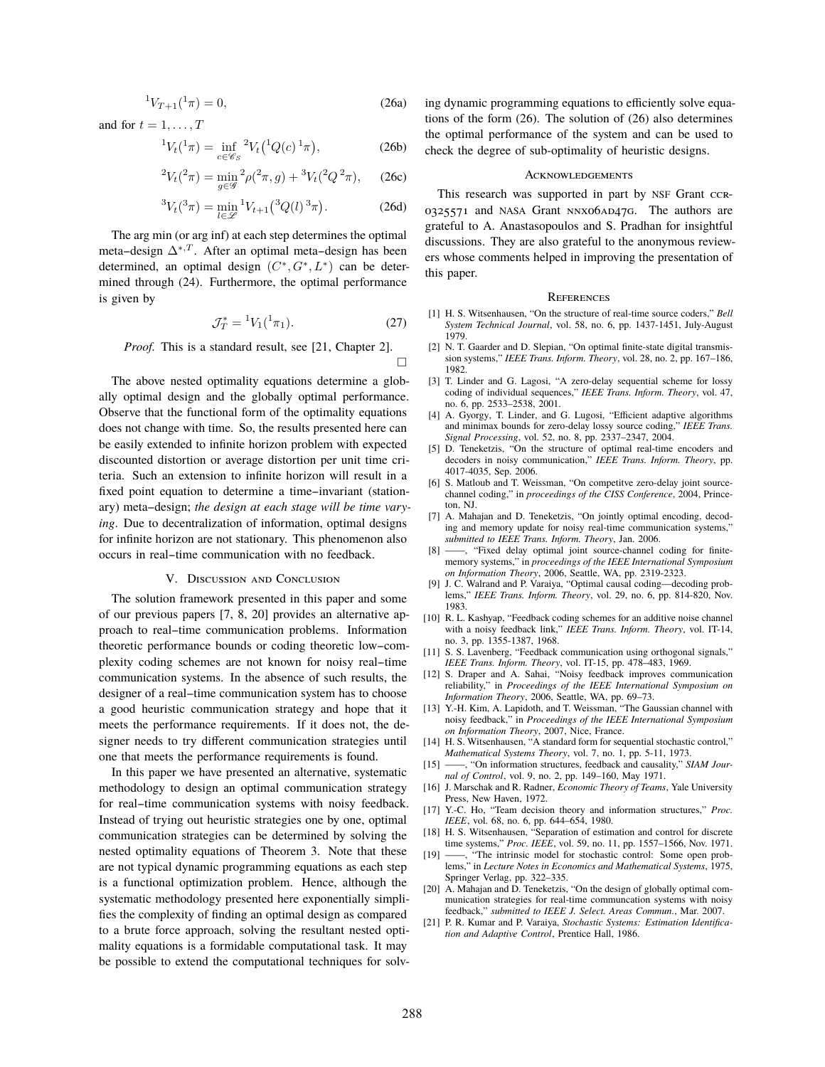$$ {}^1V_{T+1}({}^1\pi) = 0, \tag{26a} $$

and for $t = 1, \ldots, T$

$$ {}^1V_t({}^1\pi) = \inf_{c \in \mathscr{C}_S} {}^2V_t\big({}^1Q(c)\,{}^1\pi\big), \tag{26b} $$

$$ {}^2V_t({}^2\pi) = \min_{g \in \mathscr{G}} {}^2\rho({}^2\pi, g) + {}^3V_t({}^2Q\,{}^2\pi), \tag{26c} $$

$$ {}^3V_t({}^3\pi) = \min_{l \in \mathscr{L}} {}^1V_{t+1}\big({}^3Q(l)\,{}^3\pi\big). \tag{26d} $$

The arg min (or arg inf) at each step determines the optimal meta–design $\Delta^{*,T}$. After an optimal meta–design has been determined, an optimal design $(C^*, G^*, L^*)$ can be determined through (24). Furthermore, the optimal performance is given by

$$ \mathcal{J}_T^* = {}^1V_1({}^1\pi_1). \tag{27} $$

*Proof.* This is a standard result, see [21, Chapter 2]. □

The above nested optimality equations determine a globally optimal design and the globally optimal performance. Observe that the functional form of the optimality equations does not change with time. So, the results presented here can be easily extended to infinite horizon problem with expected discounted distortion or average distortion per unit time criteria. Such an extension to infinite horizon will result in a fixed point equation to determine a time–invariant (stationary) meta–design; *the design at each stage will be time varying*. Due to decentralization of information, optimal designs for infinite horizon are not stationary. This phenomenon also occurs in real–time communication with no feedback.

## V. Discussion and Conclusion

The solution framework presented in this paper and some of our previous papers [7, 8, 20] provides an alternative approach to real–time communication problems. Information theoretic performance bounds or coding theoretic low–complexity coding schemes are not known for noisy real–time communication systems. In the absence of such results, the designer of a real–time communication system has to choose a good heuristic communication strategy and hope that it meets the performance requirements. If it does not, the designer needs to try different communication strategies until one that meets the performance requirements is found.

In this paper we have presented an alternative, systematic methodology to design an optimal communication strategy for real–time communication systems with noisy feedback. Instead of trying out heuristic strategies one by one, optimal communication strategies can be determined by solving the nested optimality equations of Theorem 3. Note that these are not typical dynamic programming equations as each step is a functional optimization problem. Hence, although the systematic methodology presented here exponentially simplifies the complexity of finding an optimal design as compared to a brute force approach, solving the resultant nested optimality equations is a formidable computational task. It may be possible to extend the computational techniques for solving dynamic programming equations to efficiently solve equations of the form (26). The solution of (26) also determines the optimal performance of the system and can be used to check the degree of sub-optimality of heuristic designs.

## Acknowledgements

This research was supported in part by NSF Grant CCR-0325571 and NASA Grant NNX06AD47G. The authors are grateful to A. Anastasopoulos and S. Pradhan for insightful discussions. They are also grateful to the anonymous reviewers whose comments helped in improving the presentation of this paper.

## References

[1] H. S. Witsenhausen, "On the structure of real-time source coders," *Bell System Technical Journal*, vol. 58, no. 6, pp. 1437-1451, July-August 1979.

[2] N. T. Gaarder and D. Slepian, "On optimal finite-state digital transmission systems," *IEEE Trans. Inform. Theory*, vol. 28, no. 2, pp. 167–186, 1982.

[3] T. Linder and G. Lagosi, "A zero-delay sequential scheme for lossy coding of individual sequences," *IEEE Trans. Inform. Theory*, vol. 47, no. 6, pp. 2533–2538, 2001.

[4] A. Gyorgy, T. Linder, and G. Lugosi, "Efficient adaptive algorithms and minimax bounds for zero-delay lossy source coding," *IEEE Trans. Signal Processing*, vol. 52, no. 8, pp. 2337–2347, 2004.

[5] D. Teneketzis, "On the structure of optimal real-time encoders and decoders in noisy communication," *IEEE Trans. Inform. Theory*, pp. 4017-4035, Sep. 2006.

[6] S. Matloub and T. Weissman, "On competitve zero-delay joint source-channel coding," in *proceedings of the CISS Conference*, 2004, Princeton, NJ.

[7] A. Mahajan and D. Teneketzis, "On jointly optimal encoding, decoding and memory update for noisy real-time communication systems," *submitted to IEEE Trans. Inform. Theory*, Jan. 2006.

[8] ——, "Fixed delay optimal joint source-channel coding for finite-memory systems," in *proceedings of the IEEE International Symposium on Information Theory*, 2006, Seattle, WA, pp. 2319-2323.

[9] J. C. Walrand and P. Varaiya, "Optimal causal coding—decoding problems," *IEEE Trans. Inform. Theory*, vol. 29, no. 6, pp. 814-820, Nov. 1983.

[10] R. L. Kashyap, "Feedback coding schemes for an additive noise channel with a noisy feedback link," *IEEE Trans. Inform. Theory*, vol. IT-14, no. 3, pp. 1355-1387, 1968.

[11] S. S. Lavenberg, "Feedback communication using orthogonal signals," *IEEE Trans. Inform. Theory*, vol. IT-15, pp. 478–483, 1969.

[12] S. Draper and A. Sahai, "Noisy feedback improves communication reliability," in *Proceedings of the IEEE International Symposium on Information Theory*, 2006, Seattle, WA, pp. 69–73.

[13] Y.-H. Kim, A. Lapidoth, and T. Weissman, "The Gaussian channel with noisy feedback," in *Proceedings of the IEEE International Symposium on Information Theory*, 2007, Nice, France.

[14] H. S. Witsenhausen, "A standard form for sequential stochastic control," *Mathematical Systems Theory*, vol. 7, no. 1, pp. 5-11, 1973.

[15] ——, "On information structures, feedback and causality," *SIAM Journal of Control*, vol. 9, no. 2, pp. 149–160, May 1971.

[16] J. Marschak and R. Radner, *Economic Theory of Teams*, Yale University Press, New Haven, 1972.

[17] Y.-C. Ho, "Team decision theory and information structures," *Proc. IEEE*, vol. 68, no. 6, pp. 644–654, 1980.

[18] H. S. Witsenhausen, "Separation of estimation and control for discrete time systems," *Proc. IEEE*, vol. 59, no. 11, pp. 1557–1566, Nov. 1971.

[19] ——, "The intrinsic model for stochastic control: Some open problems," in *Lecture Notes in Economics and Mathematical Systems*, 1975, Springer Verlag, pp. 322–335.

[20] A. Mahajan and D. Teneketzis, "On the design of globally optimal communication strategies for real-time communcation systems with noisy feedback," *submitted to IEEE J. Select. Areas Commun.*, Mar. 2007.

[21] P. R. Kumar and P. Varaiya, *Stochastic Systems: Estimation Identification and Adaptive Control*, Prentice Hall, 1986.